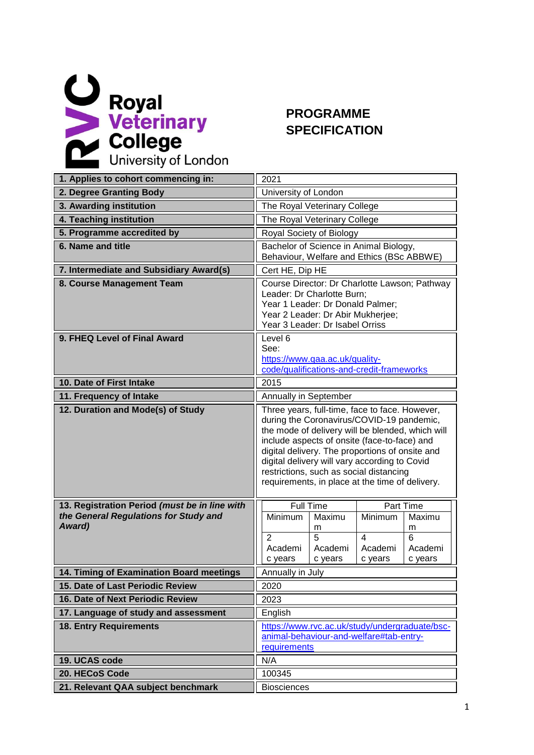Royal Veterinary College University of London

# PROGRAMME SPECIFICATION

| | |
|---|---|
| **1. Applies to cohort commencing in:** | 2021 |
| **2. Degree Granting Body** | University of London |
| **3. Awarding institution** | The Royal Veterinary College |
| **4. Teaching institution** | The Royal Veterinary College |
| **5. Programme accredited by** | Royal Society of Biology |
| **6. Name and title** | Bachelor of Science in Animal Biology, Behaviour, Welfare and Ethics (BSc ABBWE) |
| **7. Intermediate and Subsidiary Award(s)** | Cert HE, Dip HE |
| **8. Course Management Team** | Course Director: Dr Charlotte Lawson; Pathway Leader: Dr Charlotte Burn; Year 1 Leader: Dr Donald Palmer; Year 2 Leader: Dr Abir Mukherjee; Year 3 Leader: Dr Isabel Orriss |
| **9. FHEQ Level of Final Award** | Level 6 See: https://www.qaa.ac.uk/quality-code/qualifications-and-credit-frameworks |
| **10. Date of First Intake** | 2015 |
| **11. Frequency of Intake** | Annually in September |
| **12. Duration and Mode(s) of Study** | Three years, full-time, face to face. However, during the Coronavirus/COVID-19 pandemic, the mode of delivery will be blended, which will include aspects of onsite (face-to-face) and digital delivery. The proportions of onsite and digital delivery will vary according to Covid restrictions, such as social distancing requirements, in place at the time of delivery. |
| **13. Registration Period** ***(must be in line with the General Regulations for Study and Award)*** | Full Time: Minimum 2 Academic years, Maximum 5 Academic years; Part Time: Minimum 4 Academic years, Maximum 6 Academic years |
| **14. Timing of Examination Board meetings** | Annually in July |
| **15. Date of Last Periodic Review** | 2020 |
| **16. Date of Next Periodic Review** | 2023 |
| **17. Language of study and assessment** | English |
| **18. Entry Requirements** | https://www.rvc.ac.uk/study/undergraduate/bsc-animal-behaviour-and-welfare#tab-entry-requirements |
| **19. UCAS code** | N/A |
| **20. HECoS Code** | 100345 |
| **21. Relevant QAA subject benchmark** | Biosciences |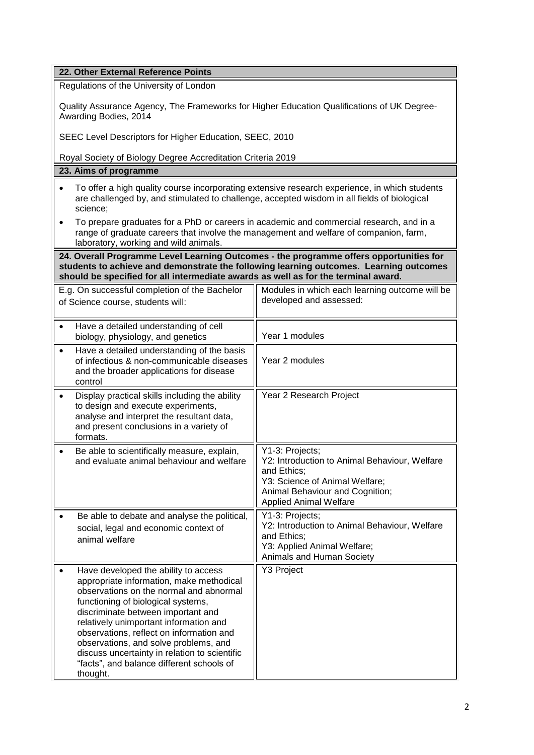## 22. Other External Reference Points

Regulations of the University of London

Quality Assurance Agency, The Frameworks for Higher Education Qualifications of UK Degree-Awarding Bodies, 2014

SEEC Level Descriptors for Higher Education, SEEC, 2010

Royal Society of Biology Degree Accreditation Criteria 2019

## 23. Aims of programme

- To offer a high quality course incorporating extensive research experience, in which students are challenged by, and stimulated to challenge, accepted wisdom in all fields of biological science;
- To prepare graduates for a PhD or careers in academic and commercial research, and in a range of graduate careers that involve the management and welfare of companion, farm, laboratory, working and wild animals.

## 24. Overall Programme Level Learning Outcomes - the programme offers opportunities for students to achieve and demonstrate the following learning outcomes. Learning outcomes should be specified for all intermediate awards as well as for the terminal award.

| E.g. On successful completion of the Bachelor of Science course, students will: | Modules in which each learning outcome will be developed and assessed: |
|---|---|
| • Have a detailed understanding of cell biology, physiology, and genetics | Year 1 modules |
| • Have a detailed understanding of the basis of infectious & non-communicable diseases and the broader applications for disease control | Year 2 modules |
| • Display practical skills including the ability to design and execute experiments, analyse and interpret the resultant data, and present conclusions in a variety of formats. | Year 2 Research Project |
| • Be able to scientifically measure, explain, and evaluate animal behaviour and welfare | Y1-3: Projects;<br>Y2: Introduction to Animal Behaviour, Welfare and Ethics;<br>Y3: Science of Animal Welfare;<br>Animal Behaviour and Cognition;<br>Applied Animal Welfare |
| • Be able to debate and analyse the political, social, legal and economic context of animal welfare | Y1-3: Projects;<br>Y2: Introduction to Animal Behaviour, Welfare and Ethics;<br>Y3: Applied Animal Welfare;<br>Animals and Human Society |
| • Have developed the ability to access appropriate information, make methodical observations on the normal and abnormal functioning of biological systems, discriminate between important and relatively unimportant information and observations, reflect on information and observations, and solve problems, and discuss uncertainty in relation to scientific "facts", and balance different schools of thought. | Y3 Project |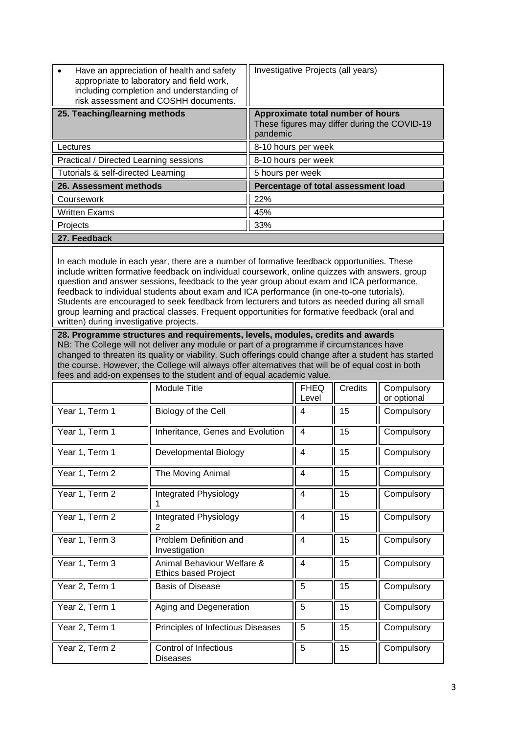| | |
|---|---|
| • Have an appreciation of health and safety appropriate to laboratory and field work, including completion and understanding of risk assessment and COSHH documents. | Investigative Projects (all years) |

| **25. Teaching/learning methods** | **Approximate total number of hours** These figures may differ during the COVID-19 pandemic |
|---|---|
| Lectures | 8-10 hours per week |
| Practical / Directed Learning sessions | 8-10 hours per week |
| Tutorials & self-directed Learning | 5 hours per week |

| **26. Assessment methods** | **Percentage of total assessment load** |
|---|---|
| Coursework | 22% |
| Written Exams | 45% |
| Projects | 33% |

**27. Feedback**

In each module in each year, there are a number of formative feedback opportunities. These include written formative feedback on individual coursework, online quizzes with answers, group question and answer sessions, feedback to the year group about exam and ICA performance, feedback to individual students about exam and ICA performance (in one-to-one tutorials). Students are encouraged to seek feedback from lecturers and tutors as needed during all small group learning and practical classes. Frequent opportunities for formative feedback (oral and written) during investigative projects.

**28. Programme structures and requirements, levels, modules, credits and awards**

NB: The College will not deliver any module or part of a programme if circumstances have changed to threaten its quality or viability. Such offerings could change after a student has started the course. However, the College will always offer alternatives that will be of equal cost in both fees and add-on expenses to the student and of equal academic value.

| | Module Title | FHEQ Level | Credits | Compulsory or optional |
|---|---|---|---|---|
| Year 1, Term 1 | Biology of the Cell | 4 | 15 | Compulsory |
| Year 1, Term 1 | Inheritance, Genes and Evolution | 4 | 15 | Compulsory |
| Year 1, Term 1 | Developmental Biology | 4 | 15 | Compulsory |
| Year 1, Term 2 | The Moving Animal | 4 | 15 | Compulsory |
| Year 1, Term 2 | Integrated Physiology 1 | 4 | 15 | Compulsory |
| Year 1, Term 2 | Integrated Physiology 2 | 4 | 15 | Compulsory |
| Year 1, Term 3 | Problem Definition and Investigation | 4 | 15 | Compulsory |
| Year 1, Term 3 | Animal Behaviour Welfare & Ethics based Project | 4 | 15 | Compulsory |
| Year 2, Term 1 | Basis of Disease | 5 | 15 | Compulsory |
| Year 2, Term 1 | Aging and Degeneration | 5 | 15 | Compulsory |
| Year 2, Term 1 | Principles of Infectious Diseases | 5 | 15 | Compulsory |
| Year 2, Term 2 | Control of Infectious Diseases | 5 | 15 | Compulsory |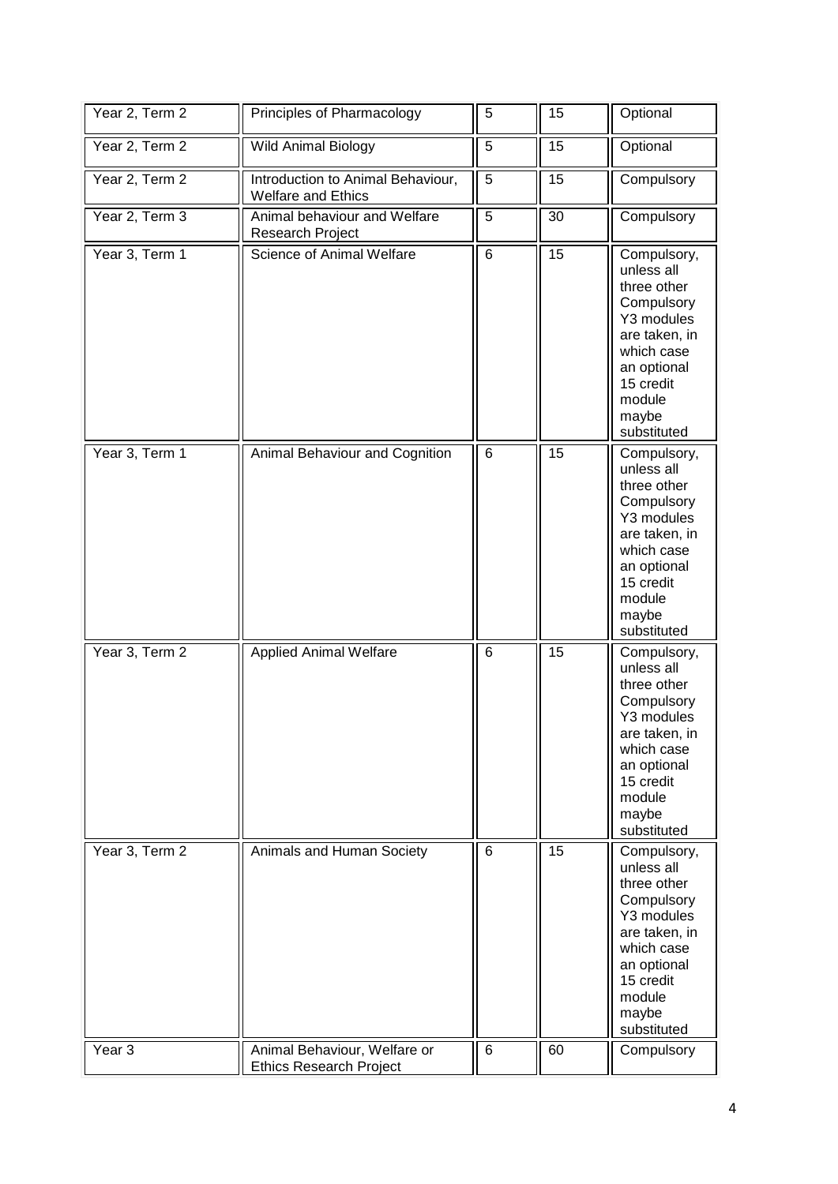| | | | | |
|---|---|---|---|---|
| Year 2, Term 2 | Principles of Pharmacology | 5 | 15 | Optional |
| Year 2, Term 2 | Wild Animal Biology | 5 | 15 | Optional |
| Year 2, Term 2 | Introduction to Animal Behaviour, Welfare and Ethics | 5 | 15 | Compulsory |
| Year 2, Term 3 | Animal behaviour and Welfare Research Project | 5 | 30 | Compulsory |
| Year 3, Term 1 | Science of Animal Welfare | 6 | 15 | Compulsory, unless all three other Compulsory Y3 modules are taken, in which case an optional 15 credit module maybe substituted |
| Year 3, Term 1 | Animal Behaviour and Cognition | 6 | 15 | Compulsory, unless all three other Compulsory Y3 modules are taken, in which case an optional 15 credit module maybe substituted |
| Year 3, Term 2 | Applied Animal Welfare | 6 | 15 | Compulsory, unless all three other Compulsory Y3 modules are taken, in which case an optional 15 credit module maybe substituted |
| Year 3, Term 2 | Animals and Human Society | 6 | 15 | Compulsory, unless all three other Compulsory Y3 modules are taken, in which case an optional 15 credit module maybe substituted |
| Year 3 | Animal Behaviour, Welfare or Ethics Research Project | 6 | 60 | Compulsory |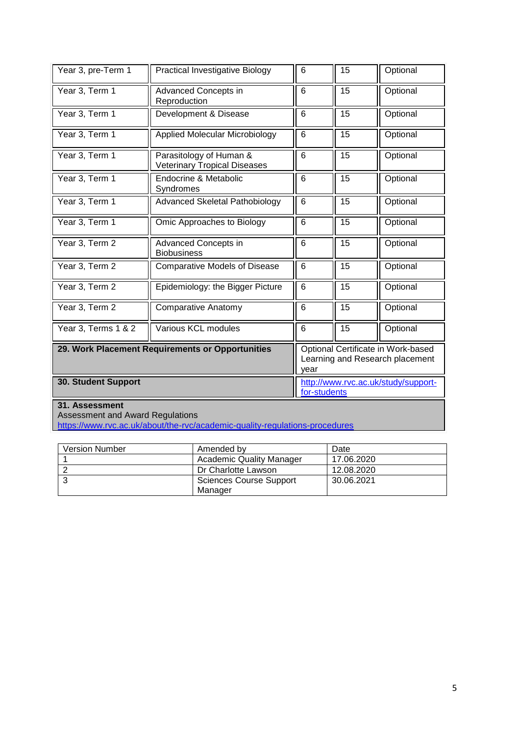| | | | | |
|---|---|---|---|---|
| Year 3, pre-Term 1 | Practical Investigative Biology | 6 | 15 | Optional |
| Year 3, Term 1 | Advanced Concepts in Reproduction | 6 | 15 | Optional |
| Year 3, Term 1 | Development & Disease | 6 | 15 | Optional |
| Year 3, Term 1 | Applied Molecular Microbiology | 6 | 15 | Optional |
| Year 3, Term 1 | Parasitology of Human & Veterinary Tropical Diseases | 6 | 15 | Optional |
| Year 3, Term 1 | Endocrine & Metabolic Syndromes | 6 | 15 | Optional |
| Year 3, Term 1 | Advanced Skeletal Pathobiology | 6 | 15 | Optional |
| Year 3, Term 1 | Omic Approaches to Biology | 6 | 15 | Optional |
| Year 3, Term 2 | Advanced Concepts in Biobusiness | 6 | 15 | Optional |
| Year 3, Term 2 | Comparative Models of Disease | 6 | 15 | Optional |
| Year 3, Term 2 | Epidemiology: the Bigger Picture | 6 | 15 | Optional |
| Year 3, Term 2 | Comparative Anatomy | 6 | 15 | Optional |
| Year 3, Terms 1 & 2 | Various KCL modules | 6 | 15 | Optional |

| | |
|---|---|
| **29. Work Placement Requirements or Opportunities** | Optional Certificate in Work-based Learning and Research placement year |
| **30. Student Support** | http://www.rvc.ac.uk/study/support-for-students |

**31. Assessment**

Assessment and Award Regulations

https://www.rvc.ac.uk/about/the-rvc/academic-quality-regulations-procedures

| Version Number | Amended by | Date |
|---|---|---|
| 1 | Academic Quality Manager | 17.06.2020 |
| 2 | Dr Charlotte Lawson | 12.08.2020 |
| 3 | Sciences Course Support Manager | 30.06.2021 |